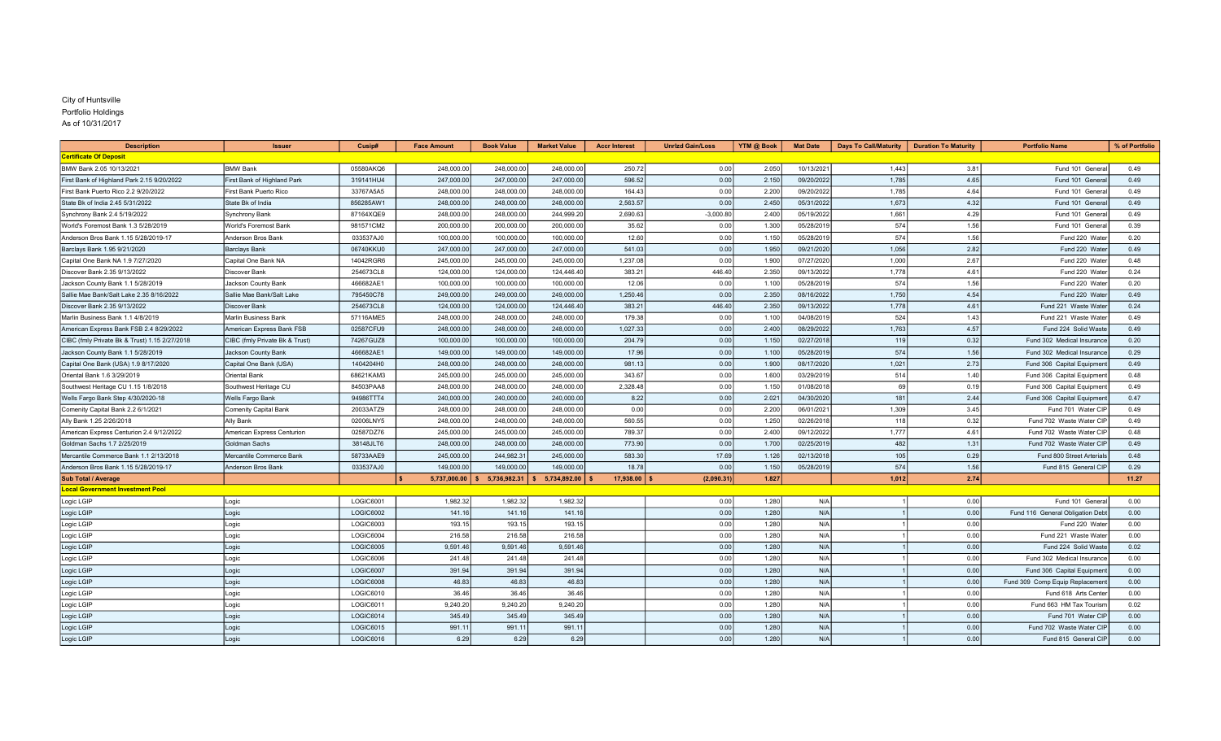City of Huntsville
Portfolio Holdings
As of 10/31/2017

| Description | Issuer | Cusip# | Face Amount | Book Value | Market Value | Accr Interest | Unrlzd Gain/Loss | YTM @ Book | Mat Date | Days To Call/Maturity | Duration To Maturity | Portfolio Name | % of Portfolio |
|---|---|---|---|---|---|---|---|---|---|---|---|---|---|
| **Certificate Of Deposit** | | | | | | | | | | | | | |
| BMW Bank 2.05 10/13/2021 | BMW Bank | 05580AKQ6 | 248,000.00 | 248,000.00 | 248,000.00 | 250.72 | 0.00 | 2.050 | 10/13/2021 | 1,443 | 3.81 | Fund 101 General | 0.49 |
| First Bank of Highland Park 2.15 9/20/2022 | First Bank of Highland Park | 319141HU4 | 247,000.00 | 247,000.00 | 247,000.00 | 596.52 | 0.00 | 2.150 | 09/20/2022 | 1,785 | 4.65 | Fund 101 General | 0.49 |
| First Bank Puerto Rico 2.2 9/20/2022 | First Bank Puerto Rico | 33767A5A5 | 248,000.00 | 248,000.00 | 248,000.00 | 164.43 | 0.00 | 2.200 | 09/20/2022 | 1,785 | 4.64 | Fund 101 General | 0.49 |
| State Bk of India 2.45 5/31/2022 | State Bk of India | 856285AW1 | 248,000.00 | 248,000.00 | 248,000.00 | 2,563.57 | 0.00 | 2.450 | 05/31/2022 | 1,673 | 4.32 | Fund 101 General | 0.49 |
| Synchrony Bank 2.4 5/19/2022 | Synchrony Bank | 87164XQE9 | 248,000.00 | 248,000.00 | 244,999.20 | 2,690.63 | -3,000.80 | 2.400 | 05/19/2022 | 1,661 | 4.29 | Fund 101 General | 0.49 |
| World's Foremost Bank 1.3 5/28/2019 | World's Foremost Bank | 981571CM2 | 200,000.00 | 200,000.00 | 200,000.00 | 35.62 | 0.00 | 1.300 | 05/28/2019 | 574 | 1.56 | Fund 101 General | 0.39 |
| Anderson Bros Bank 1.15 5/28/2019-17 | Anderson Bros Bank | 033537AJ0 | 100,000.00 | 100,000.00 | 100,000.00 | 12.60 | 0.00 | 1.150 | 05/28/2019 | 574 | 1.56 | Fund 220 Water | 0.20 |
| Barclays Bank 1.95 9/21/2020 | Barclays Bank | 06740KKU0 | 247,000.00 | 247,000.00 | 247,000.00 | 541.03 | 0.00 | 1.950 | 09/21/2020 | 1,056 | 2.82 | Fund 220 Water | 0.49 |
| Capital One Bank NA 1.9 7/27/2020 | Capital One Bank NA | 14042RGR6 | 245,000.00 | 245,000.00 | 245,000.00 | 1,237.08 | 0.00 | 1.900 | 07/27/2020 | 1,000 | 2.67 | Fund 220 Water | 0.48 |
| Discover Bank 2.35 9/13/2022 | Discover Bank | 254673CL8 | 124,000.00 | 124,000.00 | 124,446.40 | 383.21 | 446.40 | 2.350 | 09/13/2022 | 1,778 | 4.61 | Fund 220 Water | 0.24 |
| Jackson County Bank 1.1 5/28/2019 | Jackson County Bank | 466682AE1 | 100,000.00 | 100,000.00 | 100,000.00 | 12.06 | 0.00 | 1.100 | 05/28/2019 | 574 | 1.56 | Fund 220 Water | 0.20 |
| Sallie Mae Bank/Salt Lake 2.35 8/16/2022 | Sallie Mae Bank/Salt Lake | 795450C78 | 249,000.00 | 249,000.00 | 249,000.00 | 1,250.46 | 0.00 | 2.350 | 08/16/2022 | 1,750 | 4.54 | Fund 220 Water | 0.49 |
| Discover Bank 2.35 9/13/2022 | Discover Bank | 254673CL8 | 124,000.00 | 124,000.00 | 124,446.40 | 383.21 | 446.40 | 2.350 | 09/13/2022 | 1,778 | 4.61 | Fund 221 Waste Water | 0.24 |
| Marlin Business Bank 1.1 4/8/2019 | Marlin Business Bank | 57116AME5 | 248,000.00 | 248,000.00 | 248,000.00 | 179.38 | 0.00 | 1.100 | 04/08/2019 | 524 | 1.43 | Fund 221 Waste Water | 0.49 |
| American Express Bank FSB 2.4 8/29/2022 | American Express Bank FSB | 02587CFU9 | 248,000.00 | 248,000.00 | 248,000.00 | 1,027.33 | 0.00 | 2.400 | 08/29/2022 | 1,763 | 4.57 | Fund 224 Solid Waste | 0.49 |
| CIBC (fmly Private Bk & Trust) 1.15 2/27/2018 | CIBC (fmly Private Bk & Trust) | 74267GUZ8 | 100,000.00 | 100,000.00 | 100,000.00 | 204.79 | 0.00 | 1.150 | 02/27/2018 | 119 | 0.32 | Fund 302 Medical Insurance | 0.20 |
| Jackson County Bank 1.1 5/28/2019 | Jackson County Bank | 466682AE1 | 149,000.00 | 149,000.00 | 149,000.00 | 17.96 | 0.00 | 1.100 | 05/28/2019 | 574 | 1.56 | Fund 302 Medical Insurance | 0.29 |
| Capital One Bank (USA) 1.9 8/17/2020 | Capital One Bank (USA) | 1404204H0 | 248,000.00 | 248,000.00 | 248,000.00 | 981.13 | 0.00 | 1.900 | 08/17/2020 | 1,021 | 2.73 | Fund 306 Capital Equipment | 0.49 |
| Oriental Bank 1.6 3/29/2019 | Oriental Bank | 68621KAM3 | 245,000.00 | 245,000.00 | 245,000.00 | 343.67 | 0.00 | 1.600 | 03/29/2019 | 514 | 1.40 | Fund 306 Capital Equipment | 0.48 |
| Southwest Heritage CU 1.15 1/8/2018 | Southwest Heritage CU | 84503PAA8 | 248,000.00 | 248,000.00 | 248,000.00 | 2,328.48 | 0.00 | 1.150 | 01/08/2018 | 69 | 0.19 | Fund 306 Capital Equipment | 0.49 |
| Wells Fargo Bank Step 4/30/2020-18 | Wells Fargo Bank | 94986TTT4 | 240,000.00 | 240,000.00 | 240,000.00 | 8.22 | 0.00 | 2.021 | 04/30/2020 | 181 | 2.44 | Fund 306 Capital Equipment | 0.47 |
| Comenity Capital Bank 2.2 6/1/2021 | Comenity Capital Bank | 20033ATZ9 | 248,000.00 | 248,000.00 | 248,000.00 | 0.00 | 0.00 | 2.200 | 06/01/2021 | 1,309 | 3.45 | Fund 701 Water CIP | 0.49 |
| Ally Bank 1.25 2/26/2018 | Ally Bank | 02006LNY5 | 248,000.00 | 248,000.00 | 248,000.00 | 560.55 | 0.00 | 1.250 | 02/26/2018 | 118 | 0.32 | Fund 702 Waste Water CIP | 0.49 |
| American Express Centurion 2.4 9/12/2022 | American Express Centurion | 02587DZ76 | 245,000.00 | 245,000.00 | 245,000.00 | 789.37 | 0.00 | 2.400 | 09/12/2022 | 1,777 | 4.61 | Fund 702 Waste Water CIP | 0.48 |
| Goldman Sachs 1.7 2/25/2019 | Goldman Sachs | 38148JLT6 | 248,000.00 | 248,000.00 | 248,000.00 | 773.90 | 0.00 | 1.700 | 02/25/2019 | 482 | 1.31 | Fund 702 Waste Water CIP | 0.49 |
| Mercantile Commerce Bank 1.1 2/13/2018 | Mercantile Commerce Bank | 58733AAE9 | 245,000.00 | 244,982.31 | 245,000.00 | 583.30 | 17.69 | 1.126 | 02/13/2018 | 105 | 0.29 | Fund 800 Street Arterials | 0.48 |
| Anderson Bros Bank 1.15 5/28/2019-17 | Anderson Bros Bank | 033537AJ0 | 149,000.00 | 149,000.00 | 149,000.00 | 18.78 | 0.00 | 1.150 | 05/28/2019 | 574 | 1.56 | Fund 815 General CIP | 0.29 |
| **Sub Total / Average** | | | $ 5,737,000.00 | $ 5,736,982.31 | $ 5,734,892.00 | $ 17,938.00 | $ (2,090.31) | 1.827 | | 1,012 | 2.74 | | 11.27 |
| **Local Government Investment Pool** | | | | | | | | | | | | | |
| Logic LGIP | Logic | LOGIC6001 | 1,982.32 | 1,982.32 | 1,982.32 | | 0.00 | 1.280 | N/A | 1 | 0.00 | Fund 101 General | 0.00 |
| Logic LGIP | Logic | LOGIC6002 | 141.16 | 141.16 | 141.16 | | 0.00 | 1.280 | N/A | 1 | 0.00 | Fund 116 General Obligation Debt | 0.00 |
| Logic LGIP | Logic | LOGIC6003 | 193.15 | 193.15 | 193.15 | | 0.00 | 1.280 | N/A | 1 | 0.00 | Fund 220 Water | 0.00 |
| Logic LGIP | Logic | LOGIC6004 | 216.58 | 216.58 | 216.58 | | 0.00 | 1.280 | N/A | 1 | 0.00 | Fund 221 Waste Water | 0.00 |
| Logic LGIP | Logic | LOGIC6005 | 9,591.46 | 9,591.46 | 9,591.46 | | 0.00 | 1.280 | N/A | 1 | 0.00 | Fund 224 Solid Waste | 0.02 |
| Logic LGIP | Logic | LOGIC6006 | 241.48 | 241.48 | 241.48 | | 0.00 | 1.280 | N/A | 1 | 0.00 | Fund 302 Medical Insurance | 0.00 |
| Logic LGIP | Logic | LOGIC6007 | 391.94 | 391.94 | 391.94 | | 0.00 | 1.280 | N/A | 1 | 0.00 | Fund 306 Capital Equipment | 0.00 |
| Logic LGIP | Logic | LOGIC6008 | 46.83 | 46.83 | 46.83 | | 0.00 | 1.280 | N/A | 1 | 0.00 | Fund 309 Comp Equip Replacement | 0.00 |
| Logic LGIP | Logic | LOGIC6010 | 36.46 | 36.46 | 36.46 | | 0.00 | 1.280 | N/A | 1 | 0.00 | Fund 618 Arts Center | 0.00 |
| Logic LGIP | Logic | LOGIC6011 | 9,240.20 | 9,240.20 | 9,240.20 | | 0.00 | 1.280 | N/A | 1 | 0.00 | Fund 663 HM Tax Tourism | 0.02 |
| Logic LGIP | Logic | LOGIC6014 | 345.49 | 345.49 | 345.49 | | 0.00 | 1.280 | N/A | 1 | 0.00 | Fund 701 Water CIP | 0.00 |
| Logic LGIP | Logic | LOGIC6015 | 991.11 | 991.11 | 991.11 | | 0.00 | 1.280 | N/A | 1 | 0.00 | Fund 702 Waste Water CIP | 0.00 |
| Logic LGIP | Logic | LOGIC6016 | 6.29 | 6.29 | 6.29 | | 0.00 | 1.280 | N/A | 1 | 0.00 | Fund 815 General CIP | 0.00 |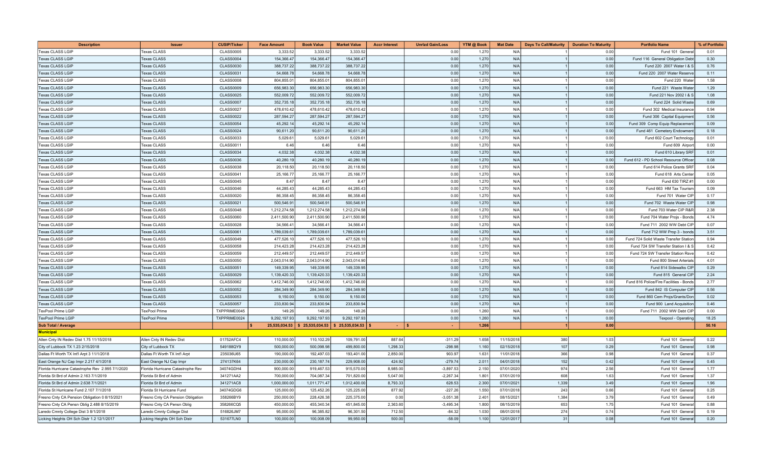| Description | Issuer | CUSIP/Ticker | Face Amount | Book Value | Market Value | Accr Interest | Unrlzd Gain/Loss | YTM @ Book | Mat Date | Days To Call/Maturity | Duration To Maturity | Portfolio Name | % of Portfolio |
|---|---|---|---|---|---|---|---|---|---|---|---|---|---|
| Texas CLASS LGIP | Texas CLASS | CLASS0005 | 3,333.52 | 3,333.52 | 3,333.52 | | 0.00 | 1.270 | N/A | 1 | 0.00 | Fund 101 General | 0.01 |
| Texas CLASS LGIP | Texas CLASS | CLASS0004 | 154,366.47 | 154,366.47 | 154,366.47 | | 0.00 | 1.270 | N/A | 1 | 0.00 | Fund 116 General Obligation Debt | 0.30 |
| Texas CLASS LGIP | Texas CLASS | CLASS0030 | 388,737.22 | 388,737.22 | 388,737.22 | | 0.00 | 1.270 | N/A | 1 | 0.00 | Fund 220 2007 Water I & S | 0.76 |
| Texas CLASS LGIP | Texas CLASS | CLASS0031 | 54,668.78 | 54,668.78 | 54,668.78 | | 0.00 | 1.270 | N/A | 1 | 0.00 | Fund 220 2007 Water Reserve | 0.11 |
| Texas CLASS LGIP | Texas CLASS | CLASS0008 | 804,855.01 | 804,855.01 | 804,855.01 | | 0.00 | 1.270 | N/A | 1 | 0.00 | Fund 220 Water | 1.58 |
| Texas CLASS LGIP | Texas CLASS | CLASS0009 | 656,983.30 | 656,983.30 | 656,983.30 | | 0.00 | 1.270 | N/A | 1 | 0.00 | Fund 221 Waste Water | 1.29 |
| Texas CLASS LGIP | Texas CLASS | CLASS0025 | 552,009.72 | 552,009.72 | 552,009.72 | | 0.00 | 1.270 | N/A | 1 | 0.00 | Fund 221 Nov 2002 I & S | 1.08 |
| Texas CLASS LGIP | Texas CLASS | CLASS0007 | 352,735.18 | 352,735.18 | 352,735.18 | | 0.00 | 1.270 | N/A | 1 | 0.00 | Fund 224 Solid Waste | 0.69 |
| Texas CLASS LGIP | Texas CLASS | CLASS0027 | 478,610.42 | 478,610.42 | 478,610.42 | | 0.00 | 1.270 | N/A | 1 | 0.00 | Fund 302 Medical Insurance | 0.94 |
| Texas CLASS LGIP | Texas CLASS | CLASS0022 | 287,594.27 | 287,594.27 | 287,594.27 | | 0.00 | 1.270 | N/A | 1 | 0.00 | Fund 306 Capital Equipment | 0.56 |
| Texas CLASS LGIP | Texas CLASS | CLASS0054 | 45,292.14 | 45,292.14 | 45,292.14 | | 0.00 | 1.270 | N/A | 1 | 0.00 | Fund 309 Comp Equip Replacement | 0.09 |
| Texas CLASS LGIP | Texas CLASS | CLASS0024 | 90,611.20 | 90,611.20 | 90,611.20 | | 0.00 | 1.270 | N/A | 1 | 0.00 | Fund 461 Cemetery Endowment | 0.18 |
| Texas CLASS LGIP | Texas CLASS | CLASS0033 | 5,029.61 | 5,029.61 | 5,029.61 | | 0.00 | 1.270 | N/A | 1 | 0.00 | Fund 602 Court Technology | 0.01 |
| Texas CLASS LGIP | Texas CLASS | CLASS0011 | 6.46 | 6.46 | 6.46 | | 0.00 | 1.270 | N/A | 1 | 0.00 | Fund 609 Airport | 0.00 |
| Texas CLASS LGIP | Texas CLASS | CLASS0034 | 4,032.38 | 4,032.38 | 4,032.38 | | 0.00 | 1.270 | N/A | 1 | 0.00 | Fund 610 Library SRF | 0.01 |
| Texas CLASS LGIP | Texas CLASS | CLASS0036 | 40,280.19 | 40,280.19 | 40,280.19 | | 0.00 | 1.270 | N/A | 1 | 0.00 | Fund 612 - PD School Resource Officer | 0.08 |
| Texas CLASS LGIP | Texas CLASS | CLASS0038 | 20,118.50 | 20,118.50 | 20,118.50 | | 0.00 | 1.270 | N/A | 1 | 0.00 | Fund 614 Police Grants SRF | 0.04 |
| Texas CLASS LGIP | Texas CLASS | CLASS0041 | 25,166.77 | 25,166.77 | 25,166.77 | | 0.00 | 1.270 | N/A | 1 | 0.00 | Fund 618 Arts Center | 0.05 |
| Texas CLASS LGIP | Texas CLASS | CLASS0045 | 8.47 | 8.47 | 8.47 | | 0.00 | 1.270 | N/A | 1 | 0.00 | Fund 630 TIRZ #1 | 0.00 |
| Texas CLASS LGIP | Texas CLASS | CLASS0046 | 44,285.43 | 44,285.43 | 44,285.43 | | 0.00 | 1.270 | N/A | 1 | 0.00 | Fund 663 HM Tax Tourism | 0.09 |
| Texas CLASS LGIP | Texas CLASS | CLASS0020 | 86,358.45 | 86,358.45 | 86,358.45 | | 0.00 | 1.270 | N/A | 1 | 0.00 | Fund 701 Water CIP | 0.17 |
| Texas CLASS LGIP | Texas CLASS | CLASS0021 | 500,546.91 | 500,546.91 | 500,546.91 | | 0.00 | 1.270 | N/A | 1 | 0.00 | Fund 702 Waste Water CIP | 0.98 |
| Texas CLASS LGIP | Texas CLASS | CLASS0048 | 1,212,274.58 | 1,212,274.58 | 1,212,274.58 | | 0.00 | 1.270 | N/A | 1 | 0.00 | Fund 703 Water CIP R&R | 2.38 |
| Texas CLASS LGIP | Texas CLASS | CLASS0060 | 2,411,500.90 | 2,411,500.90 | 2,411,500.90 | | 0.00 | 1.270 | N/A | 1 | 0.00 | Fund 704 Water Projs - Bonds | 4.74 |
| Texas CLASS LGIP | Texas CLASS | CLASS0028 | 34,566.41 | 34,566.41 | 34,566.41 | | 0.00 | 1.270 | N/A | 1 | 0.00 | Fund 711 2002 WW Debt CIP | 0.07 |
| Texas CLASS LGIP | Texas CLASS | CLASS0061 | 1,789,039.61 | 1,789,039.61 | 1,789,039.61 | | 0.00 | 1.270 | N/A | 1 | 0.00 | Fund 712 WW Prop 3 - bonds | 3.51 |
| Texas CLASS LGIP | Texas CLASS | CLASS0049 | 477,526.10 | 477,526.10 | 477,526.10 | | 0.00 | 1.270 | N/A | 1 | 0.00 | Fund 724 Solid Waste Transfer Station | 0.94 |
| Texas CLASS LGIP | Texas CLASS | CLASS0058 | 214,423.28 | 214,423.28 | 214,423.28 | | 0.00 | 1.270 | N/A | 1 | 0.00 | Fund 724 SW Transfer Station I & S | 0.42 |
| Texas CLASS LGIP | Texas CLASS | CLASS0059 | 212,449.57 | 212,449.57 | 212,449.57 | | 0.00 | 1.270 | N/A | 1 | 0.00 | Fund 724 SW Transfer Station Rsve | 0.42 |
| Texas CLASS LGIP | Texas CLASS | CLASS0050 | 2,043,014.90 | 2,043,014.90 | 2,043,014.90 | | 0.00 | 1.270 | N/A | 1 | 0.00 | Fund 800 Street Arterials | 4.01 |
| Texas CLASS LGIP | Texas CLASS | CLASS0051 | 149,339.95 | 149,339.95 | 149,339.95 | | 0.00 | 1.270 | N/A | 1 | 0.00 | Fund 814 Sidewalks CIP | 0.29 |
| Texas CLASS LGIP | Texas CLASS | CLASS0029 | 1,139,420.33 | 1,139,420.33 | 1,139,420.33 | | 0.00 | 1.270 | N/A | 1 | 0.00 | Fund 815 General CIP | 2.24 |
| Texas CLASS LGIP | Texas CLASS | CLASS0062 | 1,412,746.00 | 1,412,746.00 | 1,412,746.00 | | 0.00 | 1.270 | N/A | 1 | 0.00 | Fund 816 Police/Fire Facilities - Bonds | 2.77 |
| Texas CLASS LGIP | Texas CLASS | CLASS0052 | 284,349.90 | 284,349.90 | 284,349.90 | | 0.00 | 1.270 | N/A | 1 | 0.00 | Fund 842 IS Computer CIP | 0.56 |
| Texas CLASS LGIP | Texas CLASS | CLASS0053 | 9,150.00 | 9,150.00 | 9,150.00 | | 0.00 | 1.270 | N/A | 1 | 0.00 | Fund 860 Cem Projs/Grants/Don | 0.02 |
| Texas CLASS LGIP | Texas CLASS | CLASS0057 | 233,830.94 | 233,830.94 | 233,830.94 | | 0.00 | 1.270 | N/A | 1 | 0.00 | Fund 900 Land Acquisition | 0.46 |
| TexPool Prime LGIP | TexPool Prime | TXPPRIME0045 | 149.26 | 149.26 | 149.26 | | 0.00 | 1.260 | N/A | 1 | 0.00 | Fund 711 2002 WW Debt CIP | 0.00 |
| TexPool Prime LGIP | TexPool Prime | TXPPRIME0024 | 9,292,197.93 | 9,292,197.93 | 9,292,197.93 | | 0.00 | 1.260 | N/A | 1 | 0.00 | Texpool - Operating | 18.25 |
| **Sub Total / Average** | | | $ 25,535,034.53 | $ 25,535,034.53 | $ 25,535,034.53 | $ - | $ - | 1.266 | | 1 | 0.00 | | 50.16 |
| **Municipal** | | | | | | | | | | | | | |
| Allen Cnty IN Redev Dist 1.75 11/15/2018 | Allen Cnty IN Redev Dist | 01752AFC4 | 110,000.00 | 110,102.29 | 109,791.00 | 887.64 | -311.29 | 1.658 | 11/15/2018 | 380 | 1.03 | Fund 101 General | 0.22 |
| City of Lubbock TX 1.23 2/15/2018 | City of Lubbock TX | 549188QY9 | 500,000.00 | 500,098.98 | 499,800.00 | 1,298.33 | -298.98 | 1.160 | 02/15/2018 | 107 | 0.29 | Fund 101 General | 0.98 |
| Dallas Ft Worth TX Int'l Arpt 3 11/1/2018 | Dallas Ft Worth TX Int'l Arpt | 235036U65 | 190,000.00 | 192,497.03 | 193,401.00 | 2,850.00 | 903.97 | 1.631 | 11/01/2018 | 366 | 0.98 | Fund 101 General | 0.37 |
| East Orange NJ Cap Impr 2.217 4/1/2018 | East Orange NJ Cap Impr | 274137K64 | 230,000.00 | 230,187.74 | 229,908.00 | 424.92 | -279.74 | 2.011 | 04/01/2018 | 152 | 0.42 | Fund 101 General | 0.45 |
| Florida Hurricane Catastrophe Rev 2.995 7/1/2020 | Florida Hurricane Catastrophe Rev | 34074GDH4 | 900,000.00 | 919,467.53 | 915,570.00 | 8,985.00 | -3,897.53 | 2.150 | 07/01/2020 | 974 | 2.56 | Fund 101 General | 1.77 |
| Florida St Brd of Admin 2.163 7/1/2019 | Florida St Brd of Admin | 341271AA2 | 700,000.00 | 704,087.34 | 701,820.00 | 5,047.00 | -2,267.34 | 1.801 | 07/01/2019 | 608 | 1.63 | Fund 101 General | 1.37 |
| Florida St Brd of Admin 2.638 7/1/2021 | Florida St Brd of Admin | 341271AC8 | 1,000,000.00 | 1,011,771.47 | 1,012,400.00 | 8,793.33 | 628.53 | 2.300 | 07/01/2021 | 1,339 | 3.49 | Fund 101 General | 1.96 |
| Florida St Hurricane Fund 2.107 7/1/2018 | Florida St Hurricane Fund | 34074GDG6 | 125,000.00 | 125,452.26 | 125,225.00 | 877.92 | -227.26 | 1.550 | 07/01/2018 | 243 | 0.66 | Fund 101 General | 0.25 |
| Fresno Cnty CA Pension Obligation 0 8/15/2021 | Fresno Cnty CA Pension Obligation | 358266BY9 | 250,000.00 | 228,426.38 | 225,375.00 | 0.00 | -3,051.38 | 2.401 | 08/15/2021 | 1,384 | 3.79 | Fund 101 General | 0.49 |
| Fresno Cnty CA Pensn Oblig 2.488 8/15/2019 | Fresno Cnty CA Pensn Oblig | 358266CQ5 | 450,000.00 | 455,340.34 | 451,845.00 | 2,363.60 | -3,495.34 | 1.800 | 08/15/2019 | 653 | 1.75 | Fund 101 General | 0.88 |
| Laredo Cmnty College Dist 3 8/1/2018 | Laredo Cmnty College Dist | 516826JM7 | 95,000.00 | 96,385.82 | 96,301.50 | 712.50 | -84.32 | 1.030 | 08/01/2018 | 274 | 0.74 | Fund 101 General | 0.19 |
| Licking Heights OH Sch Distr 1.2 12/1/2017 | Licking Heights OH Sch Distr | 531677LN0 | 100,000.00 | 100,008.09 | 99,950.00 | 500.00 | -58.09 | 1.100 | 12/01/2017 | 31 | 0.08 | Fund 101 General | 0.20 |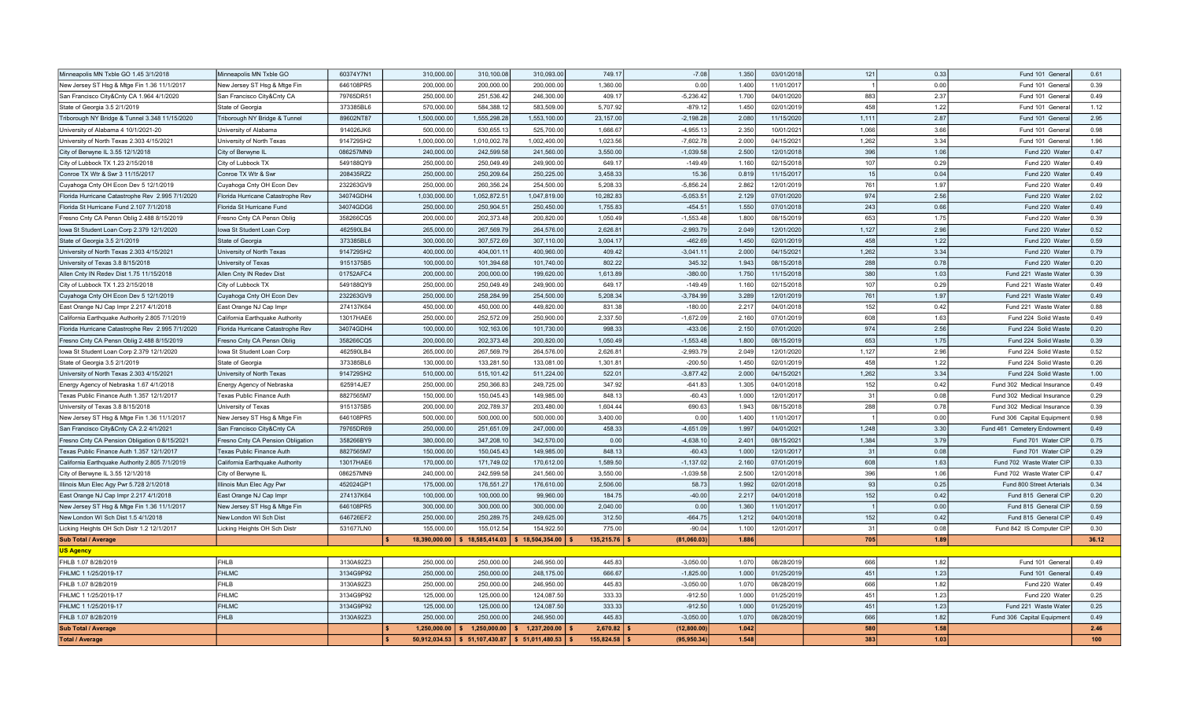| | | | | | | | | | | | | | |
|---|---|---|---|---|---|---|---|---|---|---|---|---|---|
| Minneapolis MN Txble GO 1.45 3/1/2018 | Minneapolis MN Txble GO | 60374Y7N1 | 310,000.00 | 310,100.08 | 310,093.00 | 749.17 | -7.08 | 1.350 | 03/01/2018 | 121 | 0.33 | Fund 101 General | 0.61 |
| New Jersey ST Hsg & Mtge Fin 1.36 11/1/2017 | New Jersey ST Hsg & Mtge Fin | 646108PR5 | 200,000.00 | 200,000.00 | 200,000.00 | 1,360.00 | 0.00 | 1.400 | 11/01/2017 | 1 | 0.00 | Fund 101 General | 0.39 |
| San Francisco City&Cnty CA 1.964 4/1/2020 | San Francisco City&Cnty CA | 79765DR51 | 250,000.00 | 251,536.42 | 246,300.00 | 409.17 | -5,236.42 | 1.700 | 04/01/2020 | 883 | 2.37 | Fund 101 General | 0.49 |
| State of Georgia 3.5 2/1/2019 | State of Georgia | 373385BL6 | 570,000.00 | 584,388.12 | 583,509.00 | 5,707.92 | -879.12 | 1.450 | 02/01/2019 | 458 | 1.22 | Fund 101 General | 1.12 |
| Triborough NY Bridge & Tunnel 3.348 11/15/2020 | Triborough NY Bridge & Tunnel | 89602NT87 | 1,500,000.00 | 1,555,298.28 | 1,553,100.00 | 23,157.00 | -2,198.28 | 2.080 | 11/15/2020 | 1,111 | 2.87 | Fund 101 General | 2.95 |
| University of Alabama 4 10/1/2021-20 | University of Alabama | 914026JK6 | 500,000.00 | 530,655.13 | 525,700.00 | 1,666.67 | -4,955.13 | 2.350 | 10/01/2021 | 1,066 | 3.66 | Fund 101 General | 0.98 |
| University of North Texas 2.303 4/15/2021 | University of North Texas | 914729SH2 | 1,000,000.00 | 1,010,002.78 | 1,002,400.00 | 1,023.56 | -7,602.78 | 2.000 | 04/15/2021 | 1,262 | 3.34 | Fund 101 General | 1.96 |
| City of Berwyne IL 3.55 12/1/2018 | City of Berwyne IL | 086257MN9 | 240,000.00 | 242,599.58 | 241,560.00 | 3,550.00 | -1,039.58 | 2.500 | 12/01/2018 | 396 | 1.06 | Fund 220 Water | 0.47 |
| City of Lubbock TX 1.23 2/15/2018 | City of Lubbock TX | 549188QY9 | 250,000.00 | 250,049.49 | 249,900.00 | 649.17 | -149.49 | 1.160 | 02/15/2018 | 107 | 0.29 | Fund 220 Water | 0.49 |
| Conroe TX Wtr & Swr 3 11/15/2017 | Conroe TX Wtr & Swr | 208435RZ2 | 250,000.00 | 250,209.64 | 250,225.00 | 3,458.33 | 15.36 | 0.819 | 11/15/2017 | 15 | 0.04 | Fund 220 Water | 0.49 |
| Cuyahoga Cnty OH Econ Dev 5 12/1/2019 | Cuyahoga Cnty OH Econ Dev | 232263GV9 | 250,000.00 | 260,356.24 | 254,500.00 | 5,208.33 | -5,856.24 | 2.862 | 12/01/2019 | 761 | 1.97 | Fund 220 Water | 0.49 |
| Florida Hurricane Catastrophe Rev 2.995 7/1/2020 | Florida Hurricane Catastrophe Rev | 34074GDH4 | 1,030,000.00 | 1,052,872.51 | 1,047,819.00 | 10,282.83 | -5,053.51 | 2.129 | 07/01/2020 | 974 | 2.56 | Fund 220 Water | 2.02 |
| Florida St Hurricane Fund 2.107 7/1/2018 | Florida St Hurricane Fund | 34074GDG6 | 250,000.00 | 250,904.51 | 250,450.00 | 1,755.83 | -454.51 | 1.550 | 07/01/2018 | 243 | 0.66 | Fund 220 Water | 0.49 |
| Fresno Cnty CA Pensn Oblig 2.488 8/15/2019 | Fresno Cnty CA Pensn Oblig | 358266CQ5 | 200,000.00 | 202,373.48 | 200,820.00 | 1,050.49 | -1,553.48 | 1.800 | 08/15/2019 | 653 | 1.75 | Fund 220 Water | 0.39 |
| Iowa St Student Loan Corp 2.379 12/1/2020 | Iowa St Student Loan Corp | 462590LB4 | 265,000.00 | 267,569.79 | 264,576.00 | 2,626.81 | -2,993.79 | 2.049 | 12/01/2020 | 1,127 | 2.96 | Fund 220 Water | 0.52 |
| State of Georgia 3.5 2/1/2019 | State of Georgia | 373385BL6 | 300,000.00 | 307,572.69 | 307,110.00 | 3,004.17 | -462.69 | 1.450 | 02/01/2019 | 458 | 1.22 | Fund 220 Water | 0.59 |
| University of North Texas 2.303 4/15/2021 | University of North Texas | 914729SH2 | 400,000.00 | 404,001.11 | 400,960.00 | 409.42 | -3,041.11 | 2.000 | 04/15/2021 | 1,262 | 3.34 | Fund 220 Water | 0.79 |
| University of Texas 3.8 8/15/2018 | University of Texas | 9151375B5 | 100,000.00 | 101,394.68 | 101,740.00 | 802.22 | 345.32 | 1.943 | 08/15/2018 | 288 | 0.78 | Fund 220 Water | 0.20 |
| Allen Cnty IN Redev Dist 1.75 11/15/2018 | Allen Cnty IN Redev Dist | 01752AFC4 | 200,000.00 | 200,000.00 | 199,620.00 | 1,613.89 | -380.00 | 1.750 | 11/15/2018 | 380 | 1.03 | Fund 221 Waste Water | 0.39 |
| City of Lubbock TX 1.23 2/15/2018 | City of Lubbock TX | 549188QY9 | 250,000.00 | 250,049.49 | 249,900.00 | 649.17 | -149.49 | 1.160 | 02/15/2018 | 107 | 0.29 | Fund 221 Waste Water | 0.49 |
| Cuyahoga Cnty OH Econ Dev 5 12/1/2019 | Cuyahoga Cnty OH Econ Dev | 232263GV9 | 250,000.00 | 258,284.99 | 254,500.00 | 5,208.34 | -3,784.99 | 3.289 | 12/01/2019 | 761 | 1.97 | Fund 221 Waste Water | 0.49 |
| East Orange NJ Cap Impr 2.217 4/1/2018 | East Orange NJ Cap Impr | 274137K64 | 450,000.00 | 450,000.00 | 449,820.00 | 831.38 | -180.00 | 2.217 | 04/01/2018 | 152 | 0.42 | Fund 221 Waste Water | 0.88 |
| California Earthquake Authority 2.805 7/1/2019 | California Earthquake Authority | 13017HAE6 | 250,000.00 | 252,572.09 | 250,900.00 | 2,337.50 | -1,672.09 | 2.180 | 07/01/2019 | 608 | 1.63 | Fund 224 Solid Waste | 0.49 |
| Florida Hurricane Catastrophe Rev 2.995 7/1/2020 | Florida Hurricane Catastrophe Rev | 34074GDH4 | 100,000.00 | 102,163.06 | 101,730.00 | 998.33 | -433.06 | 2.150 | 07/01/2020 | 974 | 2.56 | Fund 224 Solid Waste | 0.20 |
| Fresno Cnty CA Pensn Oblig 2.488 8/15/2019 | Fresno Cnty CA Pensn Oblig | 358266CQ5 | 200,000.00 | 202,373.48 | 200,820.00 | 1,050.49 | -1,553.48 | 1.800 | 08/15/2019 | 653 | 1.75 | Fund 224 Solid Waste | 0.39 |
| Iowa St Student Loan Corp 2.379 12/1/2020 | Iowa St Student Loan Corp | 462590LB4 | 265,000.00 | 267,569.79 | 264,576.00 | 2,626.81 | -2,993.79 | 2.049 | 12/01/2020 | 1,127 | 2.96 | Fund 224 Solid Waste | 0.52 |
| State of Georgia 3.5 2/1/2019 | State of Georgia | 373385BL6 | 130,000.00 | 133,281.50 | 133,081.00 | 1,301.81 | -200.50 | 1.450 | 02/01/2019 | 458 | 1.22 | Fund 224 Solid Waste | 0.26 |
| University of North Texas 2.303 4/15/2021 | University of North Texas | 914729SH2 | 510,000.00 | 515,101.42 | 511,224.00 | 522.01 | -3,877.42 | 2.000 | 04/15/2021 | 1,262 | 3.34 | Fund 224 Solid Waste | 1.00 |
| Energy Agency of Nebraska 1.67 4/1/2018 | Energy Agency of Nebraska | 625914JE7 | 250,000.00 | 250,366.83 | 249,725.00 | 347.92 | -641.83 | 1.305 | 04/01/2018 | 152 | 0.42 | Fund 302 Medical Insurance | 0.49 |
| Texas Public Finance Auth 1.357 12/1/2017 | Texas Public Finance Auth | 8827565M7 | 150,000.00 | 150,045.43 | 149,985.00 | 848.13 | -60.43 | 1.000 | 12/01/2017 | 31 | 0.08 | Fund 302 Medical Insurance | 0.29 |
| University of Texas 3.8 8/15/2018 | University of Texas | 9151375B5 | 200,000.00 | 202,789.37 | 203,480.00 | 1,604.44 | 690.63 | 1.943 | 08/15/2018 | 288 | 0.78 | Fund 302 Medical Insurance | 0.39 |
| New Jersey ST Hsg & Mtge Fin 1.36 11/1/2017 | New Jersey ST Hsg & Mtge Fin | 646108PR5 | 500,000.00 | 500,000.00 | 500,000.00 | 3,400.00 | 0.00 | 1.400 | 11/01/2017 | 1 | 0.00 | Fund 306 Capital Equipment | 0.98 |
| San Francisco City&Cnty CA 2.2 4/1/2021 | San Francisco City&Cnty CA | 79765DR69 | 250,000.00 | 251,651.09 | 247,000.00 | 458.33 | -4,651.09 | 1.997 | 04/01/2021 | 1,248 | 3.30 | Fund 461 Cemetery Endowment | 0.49 |
| Fresno Cnty CA Pension Obligation 0 8/15/2021 | Fresno Cnty CA Pension Obligation | 358266BY9 | 380,000.00 | 347,208.10 | 342,570.00 | 0.00 | -4,638.10 | 2.401 | 08/15/2021 | 1,384 | 3.79 | Fund 701 Water CIP | 0.75 |
| Texas Public Finance Auth 1.357 12/1/2017 | Texas Public Finance Auth | 8827565M7 | 150,000.00 | 150,045.43 | 149,985.00 | 848.13 | -60.43 | 1.000 | 12/01/2017 | 31 | 0.08 | Fund 701 Water CIP | 0.29 |
| California Earthquake Authority 2.805 7/1/2019 | California Earthquake Authority | 13017HAE6 | 170,000.00 | 171,749.02 | 170,612.00 | 1,589.50 | -1,137.02 | 2.160 | 07/01/2019 | 608 | 1.63 | Fund 702 Waste Water CIP | 0.33 |
| City of Berwyne IL 3.55 12/1/2018 | City of Berwyne IL | 086257MN9 | 240,000.00 | 242,599.58 | 241,560.00 | 3,550.00 | -1,039.58 | 2.500 | 12/01/2018 | 396 | 1.06 | Fund 702 Waste Water CIP | 0.47 |
| Illinois Mun Elec Agy Pwr 5.728 2/1/2018 | Illinois Mun Elec Agy Pwr | 452024GP1 | 175,000.00 | 176,551.27 | 176,610.00 | 2,506.00 | 58.73 | 1.992 | 02/01/2018 | 93 | 0.25 | Fund 800 Street Arterials | 0.34 |
| East Orange NJ Cap Impr 2.217 4/1/2018 | East Orange NJ Cap Impr | 274137K64 | 100,000.00 | 100,000.00 | 99,960.00 | 184.75 | -40.00 | 2.217 | 04/01/2018 | 152 | 0.42 | Fund 815 General CIP | 0.20 |
| New Jersey ST Hsg & Mtge Fin 1.36 11/1/2017 | New Jersey ST Hsg & Mtge Fin | 646108PR5 | 300,000.00 | 300,000.00 | 300,000.00 | 2,040.00 | 0.00 | 1.360 | 11/01/2017 | 1 | 0.00 | Fund 815 General CIP | 0.59 |
| New London WI Sch Dist 1.5 4/1/2018 | New London WI Sch Dist | 646726EF2 | 250,000.00 | 250,289.75 | 249,625.00 | 312.50 | -664.75 | 1.212 | 04/01/2018 | 152 | 0.42 | Fund 815 General CIP | 0.49 |
| Licking Heights OH Sch Distr 1.2 12/1/2017 | Licking Heights OH Sch Distr | 531677LN0 | 155,000.00 | 155,012.54 | 154,922.50 | 775.00 | -90.04 | 1.100 | 12/01/2017 | 31 | 0.08 | Fund 842 IS Computer CIP | 0.30 |
| **Sub Total / Average** | | | $ 18,390,000.00 | $ 18,585,414.03 | $ 18,504,354.00 | $ 135,215.76 | $ (81,060.03) | 1.886 | | 705 | 1.89 | | 36.12 |
| **US Agency** | | | | | | | | | | | | | |
| FHLB 1.07 8/28/2019 | FHLB | 3130A92Z3 | 250,000.00 | 250,000.00 | 246,950.00 | 445.83 | -3,050.00 | 1.070 | 08/28/2019 | 666 | 1.82 | Fund 101 General | 0.49 |
| FHLMC 1 1/25/2019-17 | FHLMC | 3134G9P92 | 250,000.00 | 250,000.00 | 248,175.00 | 666.67 | -1,825.00 | 1.000 | 01/25/2019 | 451 | 1.23 | Fund 101 General | 0.49 |
| FHLB 1.07 8/28/2019 | FHLB | 3130A92Z3 | 250,000.00 | 250,000.00 | 246,950.00 | 445.83 | -3,050.00 | 1.070 | 08/28/2019 | 666 | 1.82 | Fund 220 Water | 0.49 |
| FHLMC 1 1/25/2019-17 | FHLMC | 3134G9P92 | 125,000.00 | 125,000.00 | 124,087.50 | 333.33 | -912.50 | 1.000 | 01/25/2019 | 451 | 1.23 | Fund 220 Water | 0.25 |
| FHLMC 1 1/25/2019-17 | FHLMC | 3134G9P92 | 125,000.00 | 125,000.00 | 124,087.50 | 333.33 | -912.50 | 1.000 | 01/25/2019 | 451 | 1.23 | Fund 221 Waste Water | 0.25 |
| FHLB 1.07 8/28/2019 | FHLB | 3130A92Z3 | 250,000.00 | 250,000.00 | 246,950.00 | 445.83 | -3,050.00 | 1.070 | 08/28/2019 | 666 | 1.82 | Fund 306 Capital Equipment | 0.49 |
| **Sub Total / Average** | | | $ 1,250,000.00 | $ 1,250,000.00 | $ 1,237,200.00 | $ 2,670.82 | $ (12,800.00) | 1.042 | | 580 | 1.58 | | 2.46 |
| **Total / Average** | | | $ 50,912,034.53 | $ 51,107,430.87 | $ 51,011,480.53 | $ 155,824.58 | $ (95,950.34) | 1.548 | | 383 | 1.03 | | 100 |